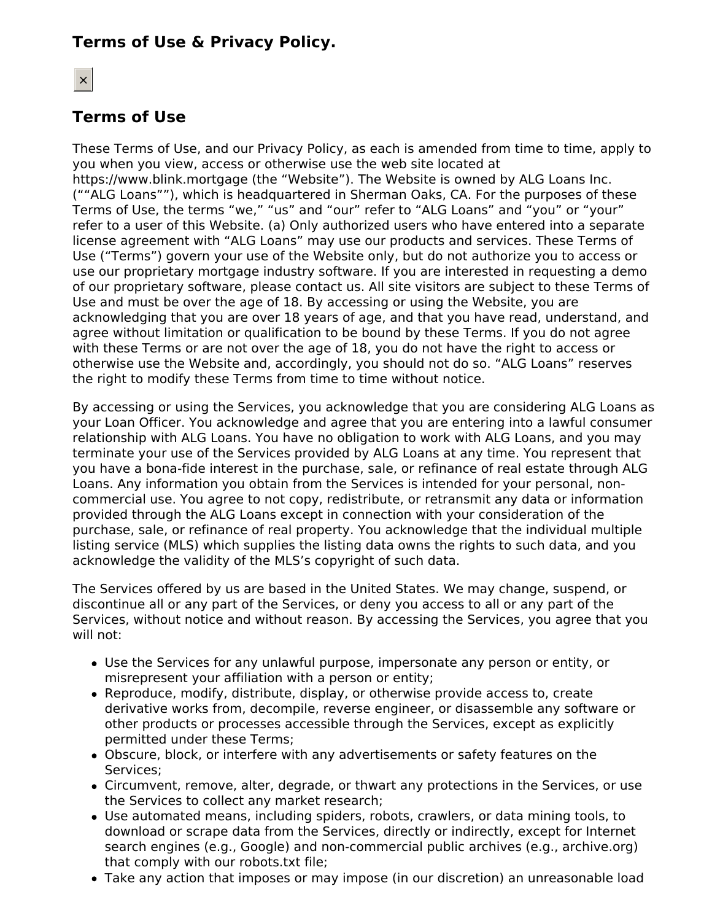## Terms of Use & Privacy Policy.

×

## Terms of Use

These Terms of Use, and our Privacy Policy, as each is amended from time to time, apply to you when you view, access or otherwise use the web site located at https://www.blink.mortgage (the “Website”). The Website is owned by ALG Loans Inc. (““ALG Loans””), which is headquartered in Sherman Oaks, CA. For the purposes of these Terms of Use, the terms “we,” “us” and “our” refer to “ALG Loans” and “you” or “your” refer to a user of this Website. (a) Only authorized users who have entered into a separate license agreement with “ALG Loans” may use our products and services. These Terms of Use (“Terms”) govern your use of the Website only, but do not authorize you to access or use our proprietary mortgage industry software. If you are interested in requesting a demo of our proprietary software, please contact us. All site visitors are subject to these Terms of Use and must be over the age of 18. By accessing or using the Website, you are acknowledging that you are over 18 years of age, and that you have read, understand, and agree without limitation or qualification to be bound by these Terms. If you do not agree with these Terms or are not over the age of 18, you do not have the right to access or otherwise use the Website and, accordingly, you should not do so. “ALG Loans” reserves the right to modify these Terms from time to time without notice.

By accessing or using the Services, you acknowledge that you are considering ALG Loans as your Loan Officer. You acknowledge and agree that you are entering into a lawful consumer relationship with ALG Loans. You have no obligation to work with ALG Loans, and you may terminate your use of the Services provided by ALG Loans at any time. You represent that you have a bona-fide interest in the purchase, sale, or refinance of real estate through ALG Loans. Any information you obtain from the Services is intended for your personal, non-commercial use. You agree to not copy, redistribute, or retransmit any data or information provided through the ALG Loans except in connection with your consideration of the purchase, sale, or refinance of real property. You acknowledge that the individual multiple listing service (MLS) which supplies the listing data owns the rights to such data, and you acknowledge the validity of the MLS’s copyright of such data.

The Services offered by us are based in the United States. We may change, suspend, or discontinue all or any part of the Services, or deny you access to all or any part of the Services, without notice and without reason. By accessing the Services, you agree that you will not:

- Use the Services for any unlawful purpose, impersonate any person or entity, or misrepresent your affiliation with a person or entity;
- Reproduce, modify, distribute, display, or otherwise provide access to, create derivative works from, decompile, reverse engineer, or disassemble any software or other products or processes accessible through the Services, except as explicitly permitted under these Terms;
- Obscure, block, or interfere with any advertisements or safety features on the Services;
- Circumvent, remove, alter, degrade, or thwart any protections in the Services, or use the Services to collect any market research;
- Use automated means, including spiders, robots, crawlers, or data mining tools, to download or scrape data from the Services, directly or indirectly, except for Internet search engines (e.g., Google) and non-commercial public archives (e.g., archive.org) that comply with our robots.txt file;
- Take any action that imposes or may impose (in our discretion) an unreasonable load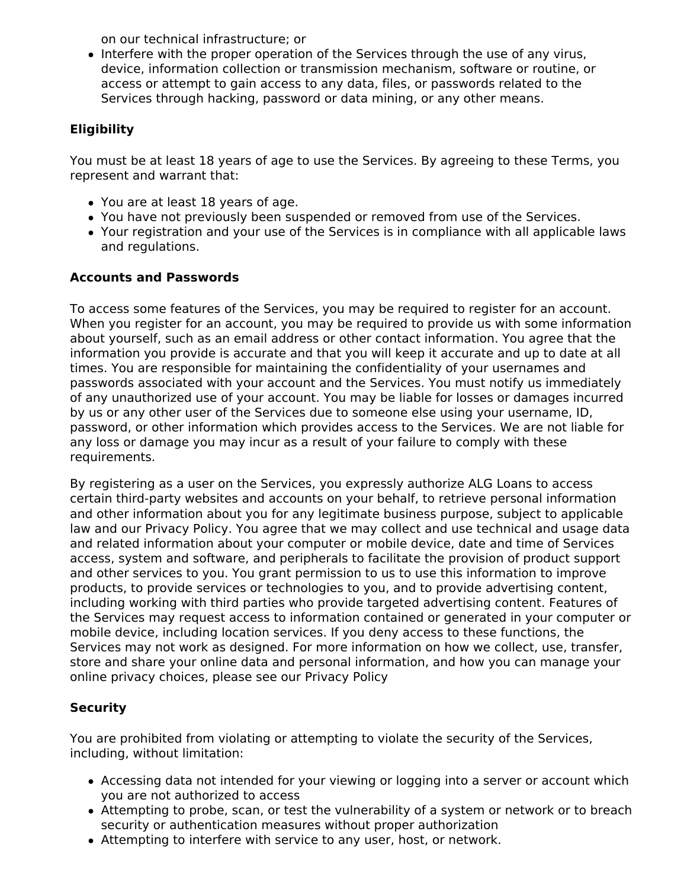on our technical infrastructure; or
- Interfere with the proper operation of the Services through the use of any virus, device, information collection or transmission mechanism, software or routine, or access or attempt to gain access to any data, files, or passwords related to the Services through hacking, password or data mining, or any other means.

**Eligibility**

You must be at least 18 years of age to use the Services. By agreeing to these Terms, you represent and warrant that:

- You are at least 18 years of age.
- You have not previously been suspended or removed from use of the Services.
- Your registration and your use of the Services is in compliance with all applicable laws and regulations.

**Accounts and Passwords**

To access some features of the Services, you may be required to register for an account. When you register for an account, you may be required to provide us with some information about yourself, such as an email address or other contact information. You agree that the information you provide is accurate and that you will keep it accurate and up to date at all times. You are responsible for maintaining the confidentiality of your usernames and passwords associated with your account and the Services. You must notify us immediately of any unauthorized use of your account. You may be liable for losses or damages incurred by us or any other user of the Services due to someone else using your username, ID, password, or other information which provides access to the Services. We are not liable for any loss or damage you may incur as a result of your failure to comply with these requirements.

By registering as a user on the Services, you expressly authorize ALG Loans to access certain third-party websites and accounts on your behalf, to retrieve personal information and other information about you for any legitimate business purpose, subject to applicable law and our Privacy Policy. You agree that we may collect and use technical and usage data and related information about your computer or mobile device, date and time of Services access, system and software, and peripherals to facilitate the provision of product support and other services to you. You grant permission to us to use this information to improve products, to provide services or technologies to you, and to provide advertising content, including working with third parties who provide targeted advertising content. Features of the Services may request access to information contained or generated in your computer or mobile device, including location services. If you deny access to these functions, the Services may not work as designed. For more information on how we collect, use, transfer, store and share your online data and personal information, and how you can manage your online privacy choices, please see our Privacy Policy

**Security**

You are prohibited from violating or attempting to violate the security of the Services, including, without limitation:

- Accessing data not intended for your viewing or logging into a server or account which you are not authorized to access
- Attempting to probe, scan, or test the vulnerability of a system or network or to breach security or authentication measures without proper authorization
- Attempting to interfere with service to any user, host, or network.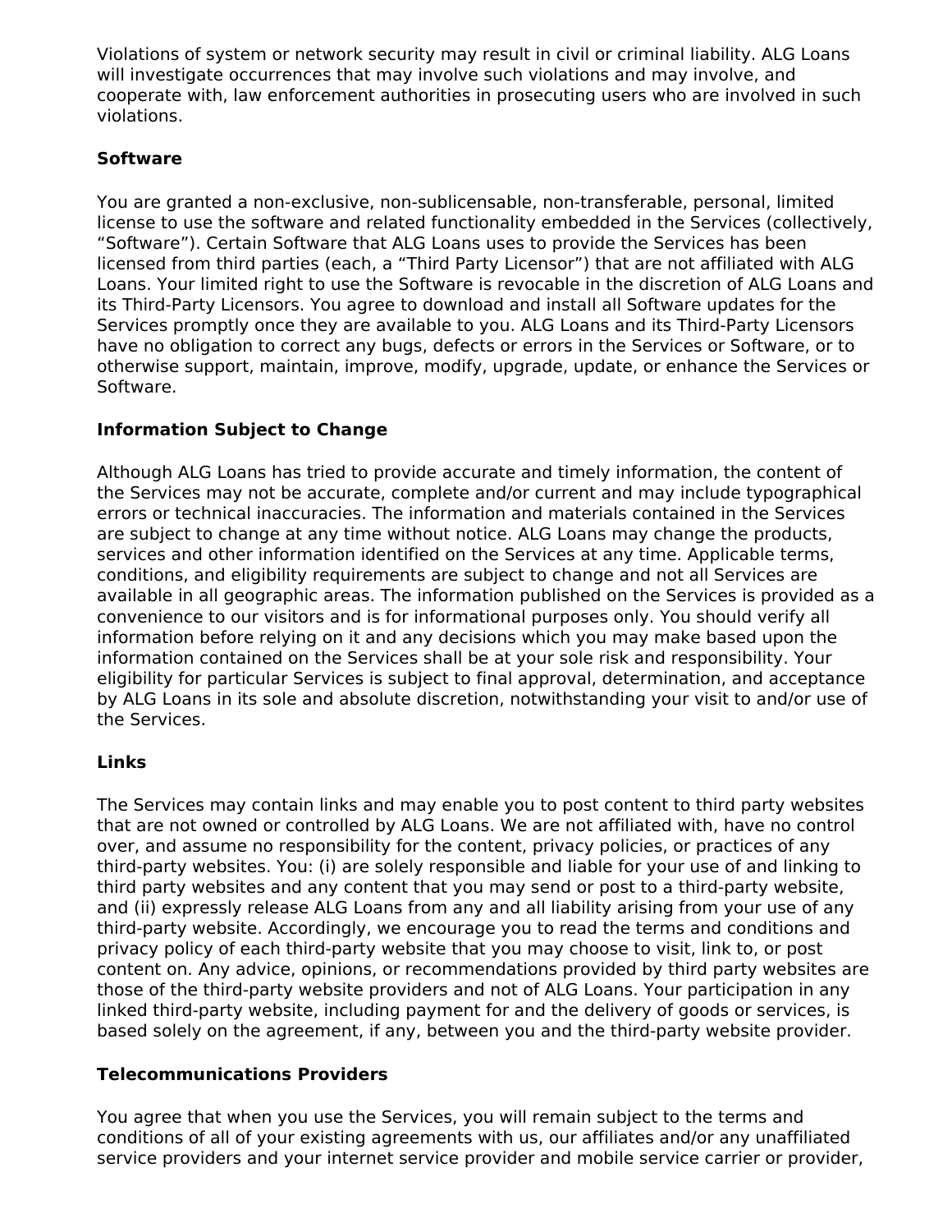Violations of system or network security may result in civil or criminal liability. ALG Loans will investigate occurrences that may involve such violations and may involve, and cooperate with, law enforcement authorities in prosecuting users who are involved in such violations.

**Software**

You are granted a non-exclusive, non-sublicensable, non-transferable, personal, limited license to use the software and related functionality embedded in the Services (collectively, “Software”). Certain Software that ALG Loans uses to provide the Services has been licensed from third parties (each, a “Third Party Licensor”) that are not affiliated with ALG Loans. Your limited right to use the Software is revocable in the discretion of ALG Loans and its Third-Party Licensors. You agree to download and install all Software updates for the Services promptly once they are available to you. ALG Loans and its Third-Party Licensors have no obligation to correct any bugs, defects or errors in the Services or Software, or to otherwise support, maintain, improve, modify, upgrade, update, or enhance the Services or Software.

**Information Subject to Change**

Although ALG Loans has tried to provide accurate and timely information, the content of the Services may not be accurate, complete and/or current and may include typographical errors or technical inaccuracies. The information and materials contained in the Services are subject to change at any time without notice. ALG Loans may change the products, services and other information identified on the Services at any time. Applicable terms, conditions, and eligibility requirements are subject to change and not all Services are available in all geographic areas. The information published on the Services is provided as a convenience to our visitors and is for informational purposes only. You should verify all information before relying on it and any decisions which you may make based upon the information contained on the Services shall be at your sole risk and responsibility. Your eligibility for particular Services is subject to final approval, determination, and acceptance by ALG Loans in its sole and absolute discretion, notwithstanding your visit to and/or use of the Services.

**Links**

The Services may contain links and may enable you to post content to third party websites that are not owned or controlled by ALG Loans. We are not affiliated with, have no control over, and assume no responsibility for the content, privacy policies, or practices of any third-party websites. You: (i) are solely responsible and liable for your use of and linking to third party websites and any content that you may send or post to a third-party website, and (ii) expressly release ALG Loans from any and all liability arising from your use of any third-party website. Accordingly, we encourage you to read the terms and conditions and privacy policy of each third-party website that you may choose to visit, link to, or post content on. Any advice, opinions, or recommendations provided by third party websites are those of the third-party website providers and not of ALG Loans. Your participation in any linked third-party website, including payment for and the delivery of goods or services, is based solely on the agreement, if any, between you and the third-party website provider.

**Telecommunications Providers**

You agree that when you use the Services, you will remain subject to the terms and conditions of all of your existing agreements with us, our affiliates and/or any unaffiliated service providers and your internet service provider and mobile service carrier or provider,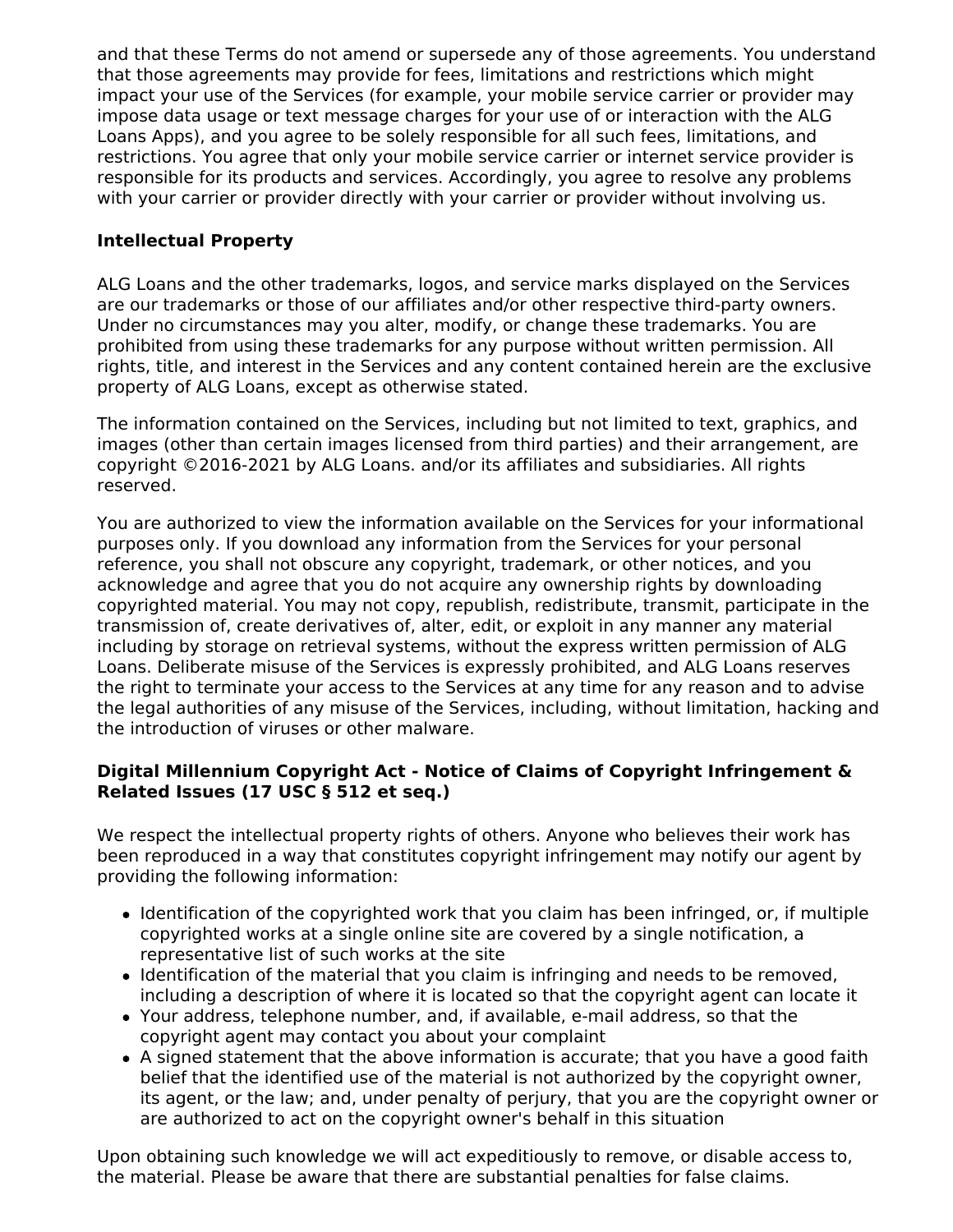and that these Terms do not amend or supersede any of those agreements. You understand that those agreements may provide for fees, limitations and restrictions which might impact your use of the Services (for example, your mobile service carrier or provider may impose data usage or text message charges for your use of or interaction with the ALG Loans Apps), and you agree to be solely responsible for all such fees, limitations, and restrictions. You agree that only your mobile service carrier or internet service provider is responsible for its products and services. Accordingly, you agree to resolve any problems with your carrier or provider directly with your carrier or provider without involving us.

**Intellectual Property**

ALG Loans and the other trademarks, logos, and service marks displayed on the Services are our trademarks or those of our affiliates and/or other respective third-party owners. Under no circumstances may you alter, modify, or change these trademarks. You are prohibited from using these trademarks for any purpose without written permission. All rights, title, and interest in the Services and any content contained herein are the exclusive property of ALG Loans, except as otherwise stated.

The information contained on the Services, including but not limited to text, graphics, and images (other than certain images licensed from third parties) and their arrangement, are copyright ©2016-2021 by ALG Loans. and/or its affiliates and subsidiaries. All rights reserved.

You are authorized to view the information available on the Services for your informational purposes only. If you download any information from the Services for your personal reference, you shall not obscure any copyright, trademark, or other notices, and you acknowledge and agree that you do not acquire any ownership rights by downloading copyrighted material. You may not copy, republish, redistribute, transmit, participate in the transmission of, create derivatives of, alter, edit, or exploit in any manner any material including by storage on retrieval systems, without the express written permission of ALG Loans. Deliberate misuse of the Services is expressly prohibited, and ALG Loans reserves the right to terminate your access to the Services at any time for any reason and to advise the legal authorities of any misuse of the Services, including, without limitation, hacking and the introduction of viruses or other malware.

**Digital Millennium Copyright Act - Notice of Claims of Copyright Infringement & Related Issues (17 USC § 512 et seq.)**

We respect the intellectual property rights of others. Anyone who believes their work has been reproduced in a way that constitutes copyright infringement may notify our agent by providing the following information:

- Identification of the copyrighted work that you claim has been infringed, or, if multiple copyrighted works at a single online site are covered by a single notification, a representative list of such works at the site
- Identification of the material that you claim is infringing and needs to be removed, including a description of where it is located so that the copyright agent can locate it
- Your address, telephone number, and, if available, e-mail address, so that the copyright agent may contact you about your complaint
- A signed statement that the above information is accurate; that you have a good faith belief that the identified use of the material is not authorized by the copyright owner, its agent, or the law; and, under penalty of perjury, that you are the copyright owner or are authorized to act on the copyright owner's behalf in this situation

Upon obtaining such knowledge we will act expeditiously to remove, or disable access to, the material. Please be aware that there are substantial penalties for false claims.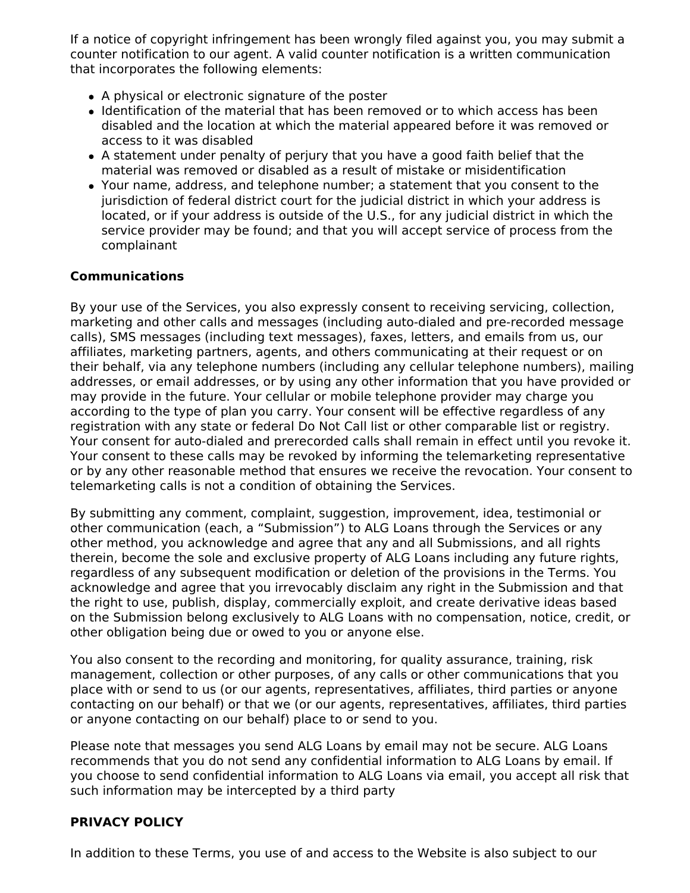If a notice of copyright infringement has been wrongly filed against you, you may submit a counter notification to our agent. A valid counter notification is a written communication that incorporates the following elements:

- A physical or electronic signature of the poster
- Identification of the material that has been removed or to which access has been disabled and the location at which the material appeared before it was removed or access to it was disabled
- A statement under penalty of perjury that you have a good faith belief that the material was removed or disabled as a result of mistake or misidentification
- Your name, address, and telephone number; a statement that you consent to the jurisdiction of federal district court for the judicial district in which your address is located, or if your address is outside of the U.S., for any judicial district in which the service provider may be found; and that you will accept service of process from the complainant

**Communications**

By your use of the Services, you also expressly consent to receiving servicing, collection, marketing and other calls and messages (including auto-dialed and pre-recorded message calls), SMS messages (including text messages), faxes, letters, and emails from us, our affiliates, marketing partners, agents, and others communicating at their request or on their behalf, via any telephone numbers (including any cellular telephone numbers), mailing addresses, or email addresses, or by using any other information that you have provided or may provide in the future. Your cellular or mobile telephone provider may charge you according to the type of plan you carry. Your consent will be effective regardless of any registration with any state or federal Do Not Call list or other comparable list or registry. Your consent for auto-dialed and prerecorded calls shall remain in effect until you revoke it. Your consent to these calls may be revoked by informing the telemarketing representative or by any other reasonable method that ensures we receive the revocation. Your consent to telemarketing calls is not a condition of obtaining the Services.

By submitting any comment, complaint, suggestion, improvement, idea, testimonial or other communication (each, a “Submission”) to ALG Loans through the Services or any other method, you acknowledge and agree that any and all Submissions, and all rights therein, become the sole and exclusive property of ALG Loans including any future rights, regardless of any subsequent modification or deletion of the provisions in the Terms. You acknowledge and agree that you irrevocably disclaim any right in the Submission and that the right to use, publish, display, commercially exploit, and create derivative ideas based on the Submission belong exclusively to ALG Loans with no compensation, notice, credit, or other obligation being due or owed to you or anyone else.

You also consent to the recording and monitoring, for quality assurance, training, risk management, collection or other purposes, of any calls or other communications that you place with or send to us (or our agents, representatives, affiliates, third parties or anyone contacting on our behalf) or that we (or our agents, representatives, affiliates, third parties or anyone contacting on our behalf) place to or send to you.

Please note that messages you send ALG Loans by email may not be secure. ALG Loans recommends that you do not send any confidential information to ALG Loans by email. If you choose to send confidential information to ALG Loans via email, you accept all risk that such information may be intercepted by a third party

**PRIVACY POLICY**

In addition to these Terms, you use of and access to the Website is also subject to our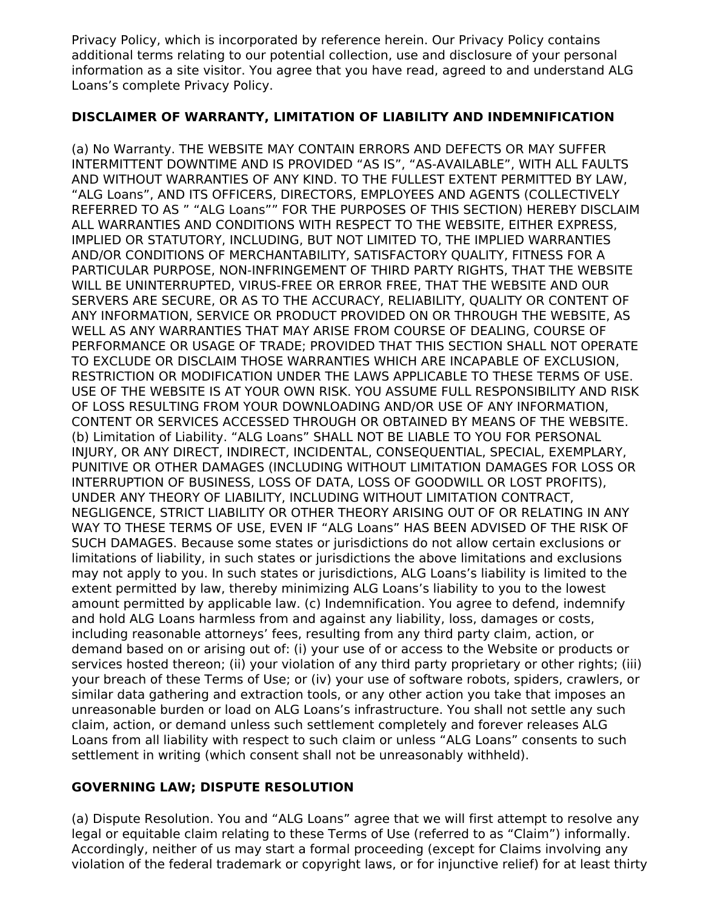Privacy Policy, which is incorporated by reference herein. Our Privacy Policy contains additional terms relating to our potential collection, use and disclosure of your personal information as a site visitor. You agree that you have read, agreed to and understand ALG Loans's complete Privacy Policy.

**DISCLAIMER OF WARRANTY, LIMITATION OF LIABILITY AND INDEMNIFICATION**

(a) No Warranty. THE WEBSITE MAY CONTAIN ERRORS AND DEFECTS OR MAY SUFFER INTERMITTENT DOWNTIME AND IS PROVIDED "AS IS", "AS-AVAILABLE", WITH ALL FAULTS AND WITHOUT WARRANTIES OF ANY KIND. TO THE FULLEST EXTENT PERMITTED BY LAW, "ALG Loans", AND ITS OFFICERS, DIRECTORS, EMPLOYEES AND AGENTS (COLLECTIVELY REFERRED TO AS " "ALG Loans"" FOR THE PURPOSES OF THIS SECTION) HEREBY DISCLAIM ALL WARRANTIES AND CONDITIONS WITH RESPECT TO THE WEBSITE, EITHER EXPRESS, IMPLIED OR STATUTORY, INCLUDING, BUT NOT LIMITED TO, THE IMPLIED WARRANTIES AND/OR CONDITIONS OF MERCHANTABILITY, SATISFACTORY QUALITY, FITNESS FOR A PARTICULAR PURPOSE, NON-INFRINGEMENT OF THIRD PARTY RIGHTS, THAT THE WEBSITE WILL BE UNINTERRUPTED, VIRUS-FREE OR ERROR FREE, THAT THE WEBSITE AND OUR SERVERS ARE SECURE, OR AS TO THE ACCURACY, RELIABILITY, QUALITY OR CONTENT OF ANY INFORMATION, SERVICE OR PRODUCT PROVIDED ON OR THROUGH THE WEBSITE, AS WELL AS ANY WARRANTIES THAT MAY ARISE FROM COURSE OF DEALING, COURSE OF PERFORMANCE OR USAGE OF TRADE; PROVIDED THAT THIS SECTION SHALL NOT OPERATE TO EXCLUDE OR DISCLAIM THOSE WARRANTIES WHICH ARE INCAPABLE OF EXCLUSION, RESTRICTION OR MODIFICATION UNDER THE LAWS APPLICABLE TO THESE TERMS OF USE. USE OF THE WEBSITE IS AT YOUR OWN RISK. YOU ASSUME FULL RESPONSIBILITY AND RISK OF LOSS RESULTING FROM YOUR DOWNLOADING AND/OR USE OF ANY INFORMATION, CONTENT OR SERVICES ACCESSED THROUGH OR OBTAINED BY MEANS OF THE WEBSITE. (b) Limitation of Liability. "ALG Loans" SHALL NOT BE LIABLE TO YOU FOR PERSONAL INJURY, OR ANY DIRECT, INDIRECT, INCIDENTAL, CONSEQUENTIAL, SPECIAL, EXEMPLARY, PUNITIVE OR OTHER DAMAGES (INCLUDING WITHOUT LIMITATION DAMAGES FOR LOSS OR INTERRUPTION OF BUSINESS, LOSS OF DATA, LOSS OF GOODWILL OR LOST PROFITS), UNDER ANY THEORY OF LIABILITY, INCLUDING WITHOUT LIMITATION CONTRACT, NEGLIGENCE, STRICT LIABILITY OR OTHER THEORY ARISING OUT OF OR RELATING IN ANY WAY TO THESE TERMS OF USE, EVEN IF "ALG Loans" HAS BEEN ADVISED OF THE RISK OF SUCH DAMAGES. Because some states or jurisdictions do not allow certain exclusions or limitations of liability, in such states or jurisdictions the above limitations and exclusions may not apply to you. In such states or jurisdictions, ALG Loans's liability is limited to the extent permitted by law, thereby minimizing ALG Loans's liability to you to the lowest amount permitted by applicable law. (c) Indemnification. You agree to defend, indemnify and hold ALG Loans harmless from and against any liability, loss, damages or costs, including reasonable attorneys' fees, resulting from any third party claim, action, or demand based on or arising out of: (i) your use of or access to the Website or products or services hosted thereon; (ii) your violation of any third party proprietary or other rights; (iii) your breach of these Terms of Use; or (iv) your use of software robots, spiders, crawlers, or similar data gathering and extraction tools, or any other action you take that imposes an unreasonable burden or load on ALG Loans's infrastructure. You shall not settle any such claim, action, or demand unless such settlement completely and forever releases ALG Loans from all liability with respect to such claim or unless "ALG Loans" consents to such settlement in writing (which consent shall not be unreasonably withheld).

**GOVERNING LAW; DISPUTE RESOLUTION**

(a) Dispute Resolution. You and "ALG Loans" agree that we will first attempt to resolve any legal or equitable claim relating to these Terms of Use (referred to as "Claim") informally. Accordingly, neither of us may start a formal proceeding (except for Claims involving any violation of the federal trademark or copyright laws, or for injunctive relief) for at least thirty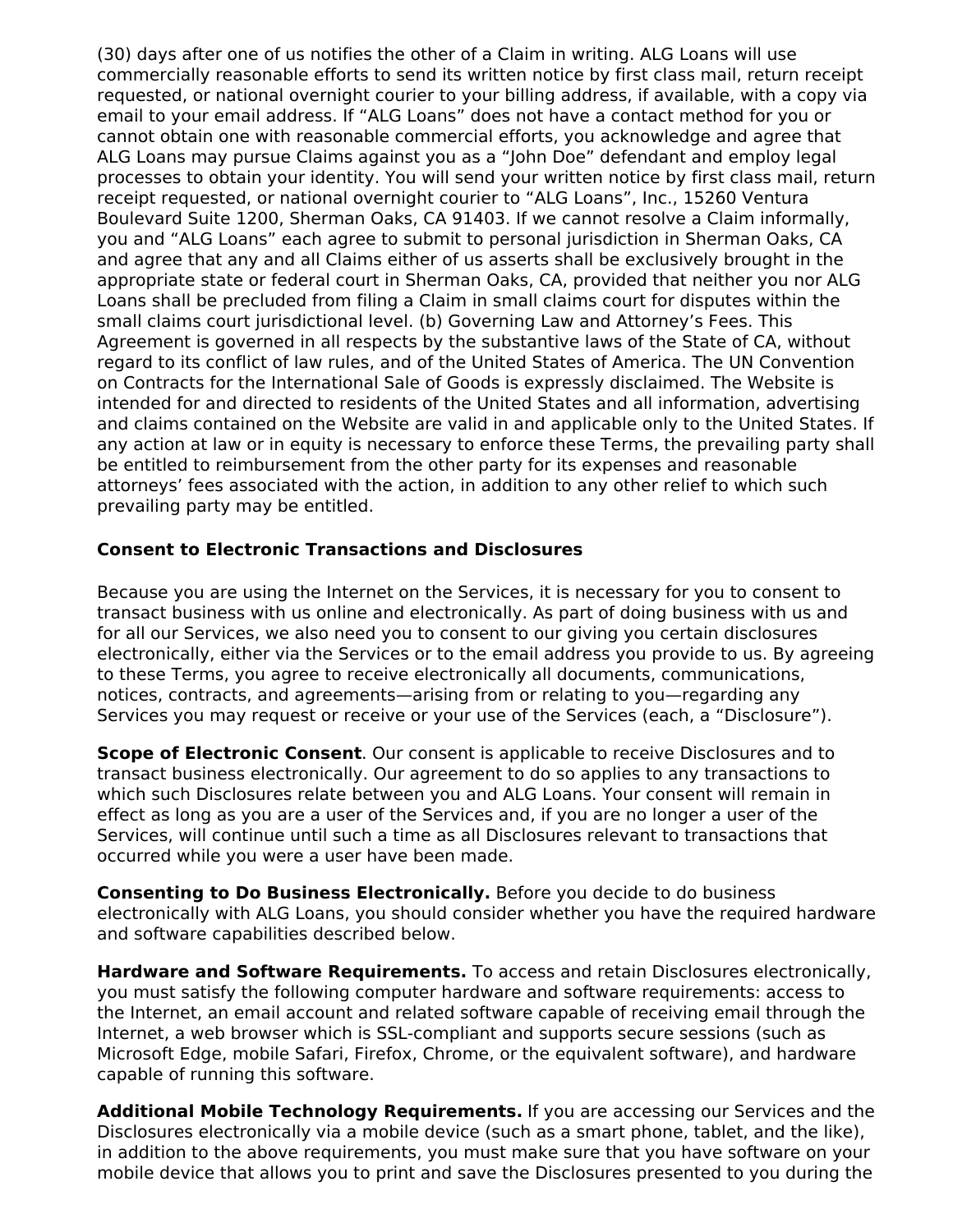(30) days after one of us notifies the other of a Claim in writing. ALG Loans will use commercially reasonable efforts to send its written notice by first class mail, return receipt requested, or national overnight courier to your billing address, if available, with a copy via email to your email address. If "ALG Loans" does not have a contact method for you or cannot obtain one with reasonable commercial efforts, you acknowledge and agree that ALG Loans may pursue Claims against you as a "John Doe" defendant and employ legal processes to obtain your identity. You will send your written notice by first class mail, return receipt requested, or national overnight courier to "ALG Loans", Inc., 15260 Ventura Boulevard Suite 1200, Sherman Oaks, CA 91403. If we cannot resolve a Claim informally, you and "ALG Loans" each agree to submit to personal jurisdiction in Sherman Oaks, CA and agree that any and all Claims either of us asserts shall be exclusively brought in the appropriate state or federal court in Sherman Oaks, CA, provided that neither you nor ALG Loans shall be precluded from filing a Claim in small claims court for disputes within the small claims court jurisdictional level. (b) Governing Law and Attorney's Fees. This Agreement is governed in all respects by the substantive laws of the State of CA, without regard to its conflict of law rules, and of the United States of America. The UN Convention on Contracts for the International Sale of Goods is expressly disclaimed. The Website is intended for and directed to residents of the United States and all information, advertising and claims contained on the Website are valid in and applicable only to the United States. If any action at law or in equity is necessary to enforce these Terms, the prevailing party shall be entitled to reimbursement from the other party for its expenses and reasonable attorneys' fees associated with the action, in addition to any other relief to which such prevailing party may be entitled.

**Consent to Electronic Transactions and Disclosures**

Because you are using the Internet on the Services, it is necessary for you to consent to transact business with us online and electronically. As part of doing business with us and for all our Services, we also need you to consent to our giving you certain disclosures electronically, either via the Services or to the email address you provide to us. By agreeing to these Terms, you agree to receive electronically all documents, communications, notices, contracts, and agreements—arising from or relating to you—regarding any Services you may request or receive or your use of the Services (each, a "Disclosure").

**Scope of Electronic Consent**. Our consent is applicable to receive Disclosures and to transact business electronically. Our agreement to do so applies to any transactions to which such Disclosures relate between you and ALG Loans. Your consent will remain in effect as long as you are a user of the Services and, if you are no longer a user of the Services, will continue until such a time as all Disclosures relevant to transactions that occurred while you were a user have been made.

**Consenting to Do Business Electronically.** Before you decide to do business electronically with ALG Loans, you should consider whether you have the required hardware and software capabilities described below.

**Hardware and Software Requirements.** To access and retain Disclosures electronically, you must satisfy the following computer hardware and software requirements: access to the Internet, an email account and related software capable of receiving email through the Internet, a web browser which is SSL-compliant and supports secure sessions (such as Microsoft Edge, mobile Safari, Firefox, Chrome, or the equivalent software), and hardware capable of running this software.

**Additional Mobile Technology Requirements.** If you are accessing our Services and the Disclosures electronically via a mobile device (such as a smart phone, tablet, and the like), in addition to the above requirements, you must make sure that you have software on your mobile device that allows you to print and save the Disclosures presented to you during the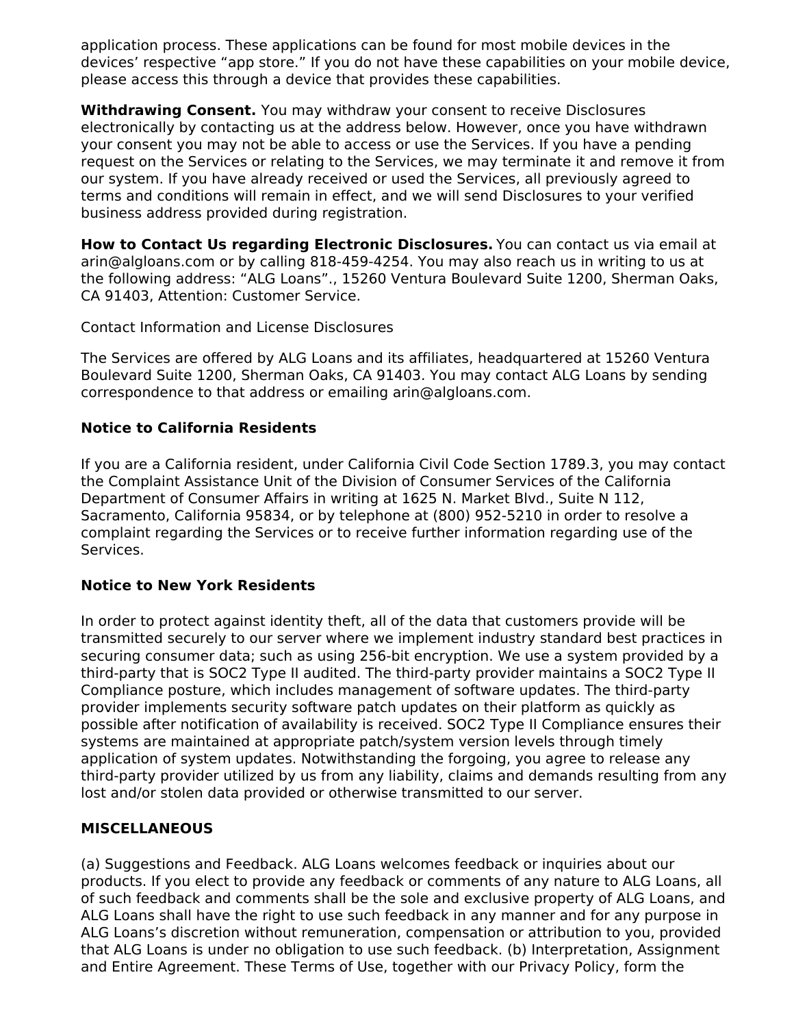application process. These applications can be found for most mobile devices in the devices' respective "app store." If you do not have these capabilities on your mobile device, please access this through a device that provides these capabilities.

**Withdrawing Consent.** You may withdraw your consent to receive Disclosures electronically by contacting us at the address below. However, once you have withdrawn your consent you may not be able to access or use the Services. If you have a pending request on the Services or relating to the Services, we may terminate it and remove it from our system. If you have already received or used the Services, all previously agreed to terms and conditions will remain in effect, and we will send Disclosures to your verified business address provided during registration.

**How to Contact Us regarding Electronic Disclosures.** You can contact us via email at arin@algloans.com or by calling 818-459-4254. You may also reach us in writing to us at the following address: "ALG Loans"., 15260 Ventura Boulevard Suite 1200, Sherman Oaks, CA 91403, Attention: Customer Service.

Contact Information and License Disclosures

The Services are offered by ALG Loans and its affiliates, headquartered at 15260 Ventura Boulevard Suite 1200, Sherman Oaks, CA 91403. You may contact ALG Loans by sending correspondence to that address or emailing arin@algloans.com.

**Notice to California Residents**

If you are a California resident, under California Civil Code Section 1789.3, you may contact the Complaint Assistance Unit of the Division of Consumer Services of the California Department of Consumer Affairs in writing at 1625 N. Market Blvd., Suite N 112, Sacramento, California 95834, or by telephone at (800) 952-5210 in order to resolve a complaint regarding the Services or to receive further information regarding use of the Services.

**Notice to New York Residents**

In order to protect against identity theft, all of the data that customers provide will be transmitted securely to our server where we implement industry standard best practices in securing consumer data; such as using 256-bit encryption. We use a system provided by a third-party that is SOC2 Type II audited. The third-party provider maintains a SOC2 Type II Compliance posture, which includes management of software updates. The third-party provider implements security software patch updates on their platform as quickly as possible after notification of availability is received. SOC2 Type II Compliance ensures their systems are maintained at appropriate patch/system version levels through timely application of system updates. Notwithstanding the forgoing, you agree to release any third-party provider utilized by us from any liability, claims and demands resulting from any lost and/or stolen data provided or otherwise transmitted to our server.

**MISCELLANEOUS**

(a) Suggestions and Feedback. ALG Loans welcomes feedback or inquiries about our products. If you elect to provide any feedback or comments of any nature to ALG Loans, all of such feedback and comments shall be the sole and exclusive property of ALG Loans, and ALG Loans shall have the right to use such feedback in any manner and for any purpose in ALG Loans's discretion without remuneration, compensation or attribution to you, provided that ALG Loans is under no obligation to use such feedback. (b) Interpretation, Assignment and Entire Agreement. These Terms of Use, together with our Privacy Policy, form the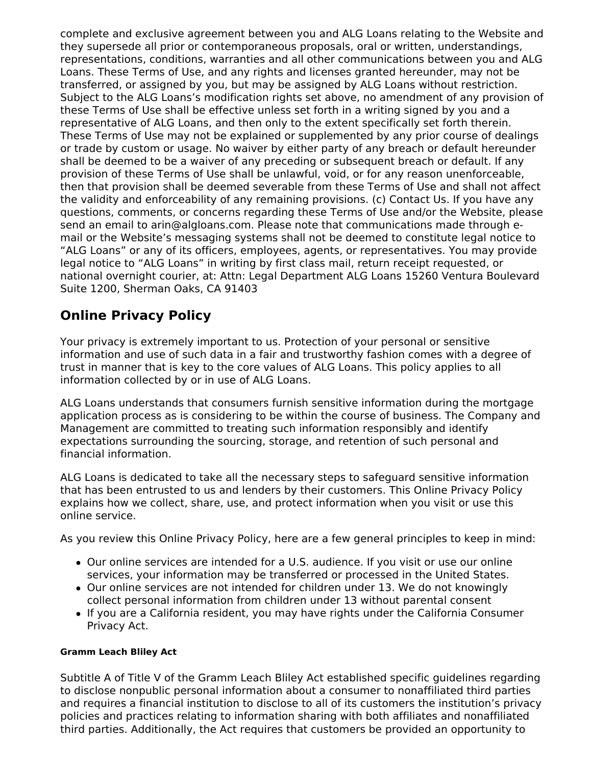complete and exclusive agreement between you and ALG Loans relating to the Website and they supersede all prior or contemporaneous proposals, oral or written, understandings, representations, conditions, warranties and all other communications between you and ALG Loans. These Terms of Use, and any rights and licenses granted hereunder, may not be transferred, or assigned by you, but may be assigned by ALG Loans without restriction. Subject to the ALG Loans's modification rights set above, no amendment of any provision of these Terms of Use shall be effective unless set forth in a writing signed by you and a representative of ALG Loans, and then only to the extent specifically set forth therein. These Terms of Use may not be explained or supplemented by any prior course of dealings or trade by custom or usage. No waiver by either party of any breach or default hereunder shall be deemed to be a waiver of any preceding or subsequent breach or default. If any provision of these Terms of Use shall be unlawful, void, or for any reason unenforceable, then that provision shall be deemed severable from these Terms of Use and shall not affect the validity and enforceability of any remaining provisions. (c) Contact Us. If you have any questions, comments, or concerns regarding these Terms of Use and/or the Website, please send an email to arin@algloans.com. Please note that communications made through e-mail or the Website's messaging systems shall not be deemed to constitute legal notice to "ALG Loans" or any of its officers, employees, agents, or representatives. You may provide legal notice to "ALG Loans" in writing by first class mail, return receipt requested, or national overnight courier, at: Attn: Legal Department ALG Loans 15260 Ventura Boulevard Suite 1200, Sherman Oaks, CA 91403

## Online Privacy Policy

Your privacy is extremely important to us. Protection of your personal or sensitive information and use of such data in a fair and trustworthy fashion comes with a degree of trust in manner that is key to the core values of ALG Loans. This policy applies to all information collected by or in use of ALG Loans.

ALG Loans understands that consumers furnish sensitive information during the mortgage application process as is considering to be within the course of business. The Company and Management are committed to treating such information responsibly and identify expectations surrounding the sourcing, storage, and retention of such personal and financial information.

ALG Loans is dedicated to take all the necessary steps to safeguard sensitive information that has been entrusted to us and lenders by their customers. This Online Privacy Policy explains how we collect, share, use, and protect information when you visit or use this online service.

As you review this Online Privacy Policy, here are a few general principles to keep in mind:

- Our online services are intended for a U.S. audience. If you visit or use our online services, your information may be transferred or processed in the United States.
- Our online services are not intended for children under 13. We do not knowingly collect personal information from children under 13 without parental consent
- If you are a California resident, you may have rights under the California Consumer Privacy Act.

#### Gramm Leach Bliley Act

Subtitle A of Title V of the Gramm Leach Bliley Act established specific guidelines regarding to disclose nonpublic personal information about a consumer to nonaffiliated third parties and requires a financial institution to disclose to all of its customers the institution's privacy policies and practices relating to information sharing with both affiliates and nonaffiliated third parties. Additionally, the Act requires that customers be provided an opportunity to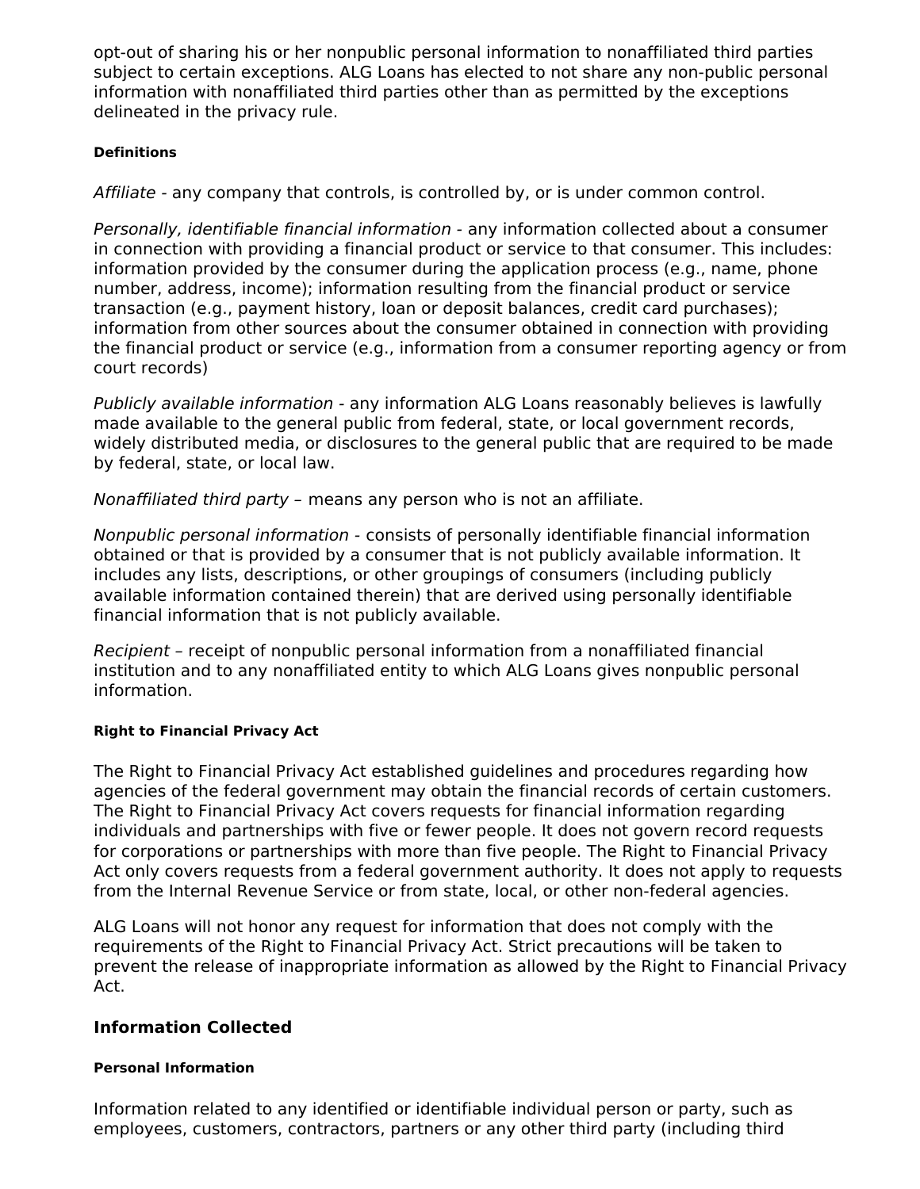opt-out of sharing his or her nonpublic personal information to nonaffiliated third parties subject to certain exceptions. ALG Loans has elected to not share any non-public personal information with nonaffiliated third parties other than as permitted by the exceptions delineated in the privacy rule.

#### Definitions

*Affiliate* - any company that controls, is controlled by, or is under common control.

*Personally, identifiable financial information* - any information collected about a consumer in connection with providing a financial product or service to that consumer. This includes: information provided by the consumer during the application process (e.g., name, phone number, address, income); information resulting from the financial product or service transaction (e.g., payment history, loan or deposit balances, credit card purchases); information from other sources about the consumer obtained in connection with providing the financial product or service (e.g., information from a consumer reporting agency or from court records)

*Publicly available information* - any information ALG Loans reasonably believes is lawfully made available to the general public from federal, state, or local government records, widely distributed media, or disclosures to the general public that are required to be made by federal, state, or local law.

*Nonaffiliated third party* – means any person who is not an affiliate.

*Nonpublic personal information* - consists of personally identifiable financial information obtained or that is provided by a consumer that is not publicly available information. It includes any lists, descriptions, or other groupings of consumers (including publicly available information contained therein) that are derived using personally identifiable financial information that is not publicly available.

*Recipient* – receipt of nonpublic personal information from a nonaffiliated financial institution and to any nonaffiliated entity to which ALG Loans gives nonpublic personal information.

#### Right to Financial Privacy Act

The Right to Financial Privacy Act established guidelines and procedures regarding how agencies of the federal government may obtain the financial records of certain customers. The Right to Financial Privacy Act covers requests for financial information regarding individuals and partnerships with five or fewer people. It does not govern record requests for corporations or partnerships with more than five people. The Right to Financial Privacy Act only covers requests from a federal government authority. It does not apply to requests from the Internal Revenue Service or from state, local, or other non-federal agencies.

ALG Loans will not honor any request for information that does not comply with the requirements of the Right to Financial Privacy Act. Strict precautions will be taken to prevent the release of inappropriate information as allowed by the Right to Financial Privacy Act.

### Information Collected

#### Personal Information

Information related to any identified or identifiable individual person or party, such as employees, customers, contractors, partners or any other third party (including third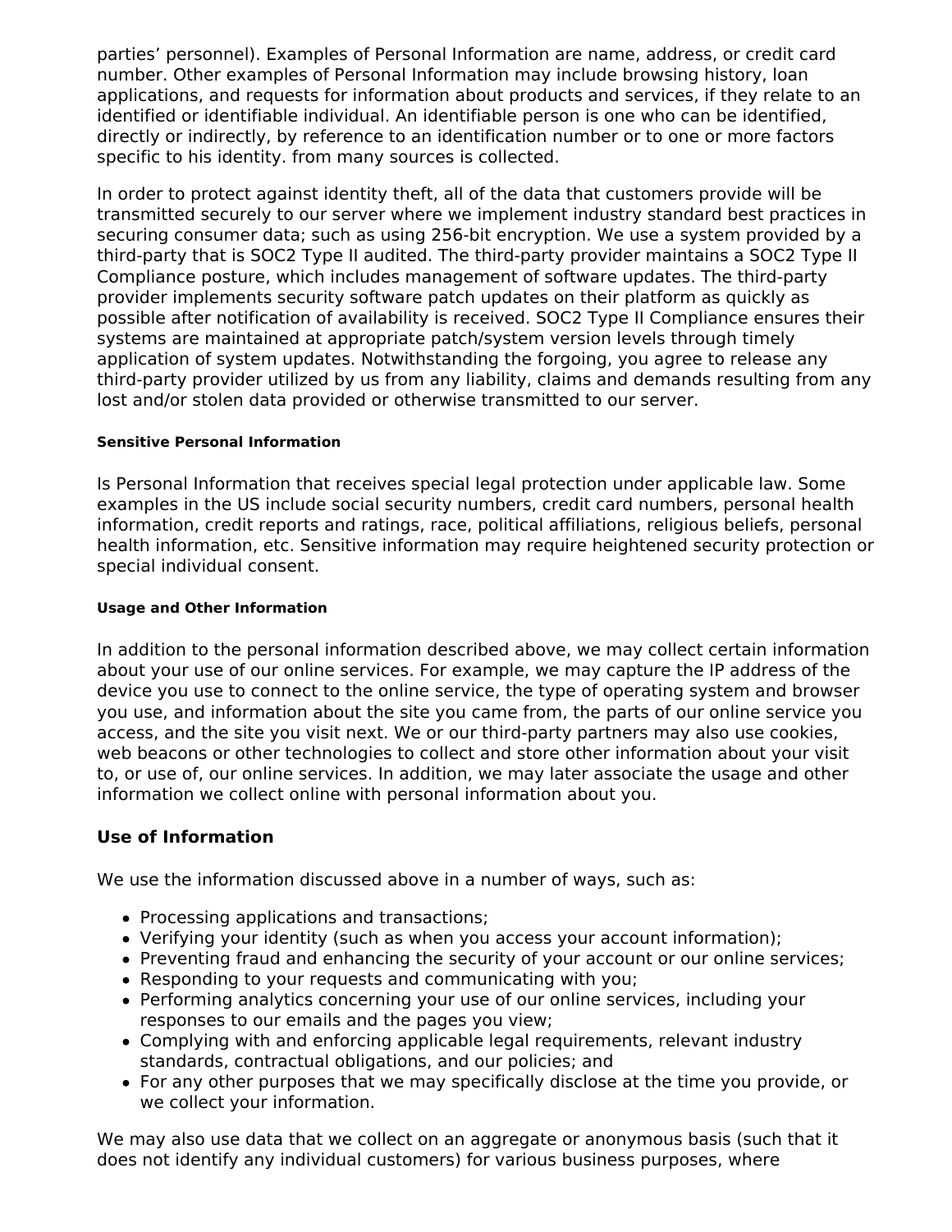parties' personnel). Examples of Personal Information are name, address, or credit card number. Other examples of Personal Information may include browsing history, loan applications, and requests for information about products and services, if they relate to an identified or identifiable individual. An identifiable person is one who can be identified, directly or indirectly, by reference to an identification number or to one or more factors specific to his identity. from many sources is collected.

In order to protect against identity theft, all of the data that customers provide will be transmitted securely to our server where we implement industry standard best practices in securing consumer data; such as using 256-bit encryption. We use a system provided by a third-party that is SOC2 Type II audited. The third-party provider maintains a SOC2 Type II Compliance posture, which includes management of software updates. The third-party provider implements security software patch updates on their platform as quickly as possible after notification of availability is received. SOC2 Type II Compliance ensures their systems are maintained at appropriate patch/system version levels through timely application of system updates. Notwithstanding the forgoing, you agree to release any third-party provider utilized by us from any liability, claims and demands resulting from any lost and/or stolen data provided or otherwise transmitted to our server.

#### Sensitive Personal Information

Is Personal Information that receives special legal protection under applicable law. Some examples in the US include social security numbers, credit card numbers, personal health information, credit reports and ratings, race, political affiliations, religious beliefs, personal health information, etc. Sensitive information may require heightened security protection or special individual consent.

#### Usage and Other Information

In addition to the personal information described above, we may collect certain information about your use of our online services. For example, we may capture the IP address of the device you use to connect to the online service, the type of operating system and browser you use, and information about the site you came from, the parts of our online service you access, and the site you visit next. We or our third-party partners may also use cookies, web beacons or other technologies to collect and store other information about your visit to, or use of, our online services. In addition, we may later associate the usage and other information we collect online with personal information about you.

### Use of Information

We use the information discussed above in a number of ways, such as:

- Processing applications and transactions;
- Verifying your identity (such as when you access your account information);
- Preventing fraud and enhancing the security of your account or our online services;
- Responding to your requests and communicating with you;
- Performing analytics concerning your use of our online services, including your responses to our emails and the pages you view;
- Complying with and enforcing applicable legal requirements, relevant industry standards, contractual obligations, and our policies; and
- For any other purposes that we may specifically disclose at the time you provide, or we collect your information.

We may also use data that we collect on an aggregate or anonymous basis (such that it does not identify any individual customers) for various business purposes, where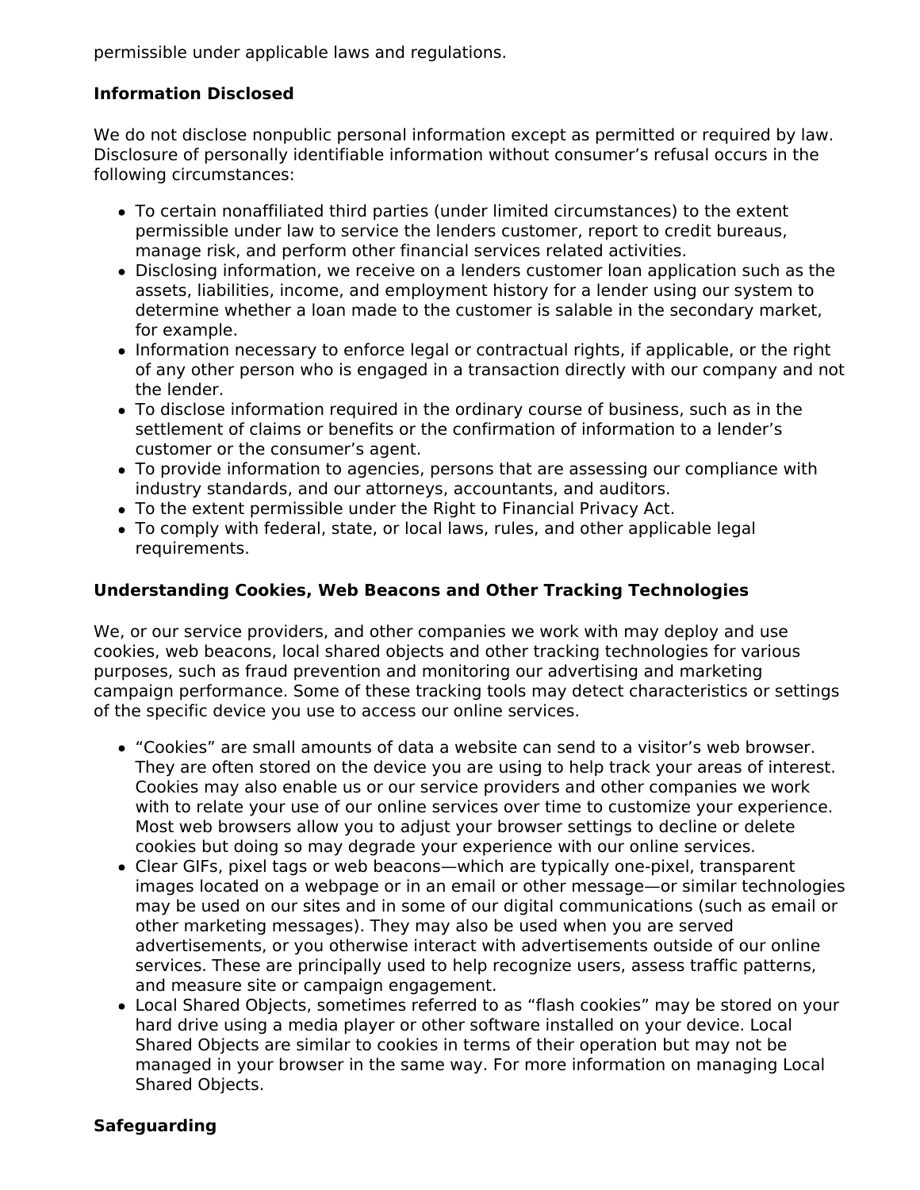permissible under applicable laws and regulations.

**Information Disclosed**

We do not disclose nonpublic personal information except as permitted or required by law. Disclosure of personally identifiable information without consumer's refusal occurs in the following circumstances:

- To certain nonaffiliated third parties (under limited circumstances) to the extent permissible under law to service the lenders customer, report to credit bureaus, manage risk, and perform other financial services related activities.
- Disclosing information, we receive on a lenders customer loan application such as the assets, liabilities, income, and employment history for a lender using our system to determine whether a loan made to the customer is salable in the secondary market, for example.
- Information necessary to enforce legal or contractual rights, if applicable, or the right of any other person who is engaged in a transaction directly with our company and not the lender.
- To disclose information required in the ordinary course of business, such as in the settlement of claims or benefits or the confirmation of information to a lender's customer or the consumer's agent.
- To provide information to agencies, persons that are assessing our compliance with industry standards, and our attorneys, accountants, and auditors.
- To the extent permissible under the Right to Financial Privacy Act.
- To comply with federal, state, or local laws, rules, and other applicable legal requirements.

**Understanding Cookies, Web Beacons and Other Tracking Technologies**

We, or our service providers, and other companies we work with may deploy and use cookies, web beacons, local shared objects and other tracking technologies for various purposes, such as fraud prevention and monitoring our advertising and marketing campaign performance. Some of these tracking tools may detect characteristics or settings of the specific device you use to access our online services.

- "Cookies" are small amounts of data a website can send to a visitor's web browser. They are often stored on the device you are using to help track your areas of interest. Cookies may also enable us or our service providers and other companies we work with to relate your use of our online services over time to customize your experience. Most web browsers allow you to adjust your browser settings to decline or delete cookies but doing so may degrade your experience with our online services.
- Clear GIFs, pixel tags or web beacons—which are typically one-pixel, transparent images located on a webpage or in an email or other message—or similar technologies may be used on our sites and in some of our digital communications (such as email or other marketing messages). They may also be used when you are served advertisements, or you otherwise interact with advertisements outside of our online services. These are principally used to help recognize users, assess traffic patterns, and measure site or campaign engagement.
- Local Shared Objects, sometimes referred to as "flash cookies" may be stored on your hard drive using a media player or other software installed on your device. Local Shared Objects are similar to cookies in terms of their operation but may not be managed in your browser in the same way. For more information on managing Local Shared Objects.

**Safeguarding**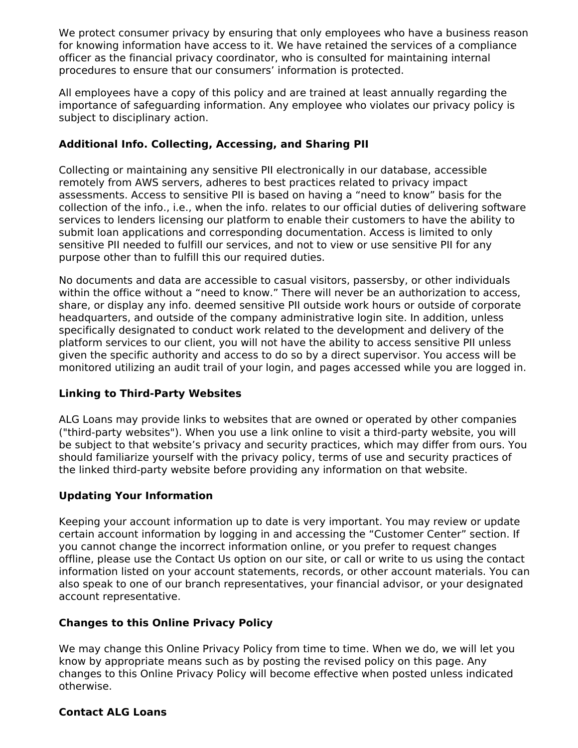We protect consumer privacy by ensuring that only employees who have a business reason for knowing information have access to it. We have retained the services of a compliance officer as the financial privacy coordinator, who is consulted for maintaining internal procedures to ensure that our consumers' information is protected.

All employees have a copy of this policy and are trained at least annually regarding the importance of safeguarding information. Any employee who violates our privacy policy is subject to disciplinary action.

### Additional Info. Collecting, Accessing, and Sharing PII

Collecting or maintaining any sensitive PII electronically in our database, accessible remotely from AWS servers, adheres to best practices related to privacy impact assessments. Access to sensitive PII is based on having a "need to know" basis for the collection of the info., i.e., when the info. relates to our official duties of delivering software services to lenders licensing our platform to enable their customers to have the ability to submit loan applications and corresponding documentation. Access is limited to only sensitive PII needed to fulfill our services, and not to view or use sensitive PII for any purpose other than to fulfill this our required duties.

No documents and data are accessible to casual visitors, passersby, or other individuals within the office without a "need to know." There will never be an authorization to access, share, or display any info. deemed sensitive PII outside work hours or outside of corporate headquarters, and outside of the company administrative login site. In addition, unless specifically designated to conduct work related to the development and delivery of the platform services to our client, you will not have the ability to access sensitive PII unless given the specific authority and access to do so by a direct supervisor. You access will be monitored utilizing an audit trail of your login, and pages accessed while you are logged in.

### Linking to Third-Party Websites

ALG Loans may provide links to websites that are owned or operated by other companies ("third-party websites"). When you use a link online to visit a third-party website, you will be subject to that website's privacy and security practices, which may differ from ours. You should familiarize yourself with the privacy policy, terms of use and security practices of the linked third-party website before providing any information on that website.

### Updating Your Information

Keeping your account information up to date is very important. You may review or update certain account information by logging in and accessing the "Customer Center" section. If you cannot change the incorrect information online, or you prefer to request changes offline, please use the Contact Us option on our site, or call or write to us using the contact information listed on your account statements, records, or other account materials. You can also speak to one of our branch representatives, your financial advisor, or your designated account representative.

### Changes to this Online Privacy Policy

We may change this Online Privacy Policy from time to time. When we do, we will let you know by appropriate means such as by posting the revised policy on this page. Any changes to this Online Privacy Policy will become effective when posted unless indicated otherwise.

### Contact ALG Loans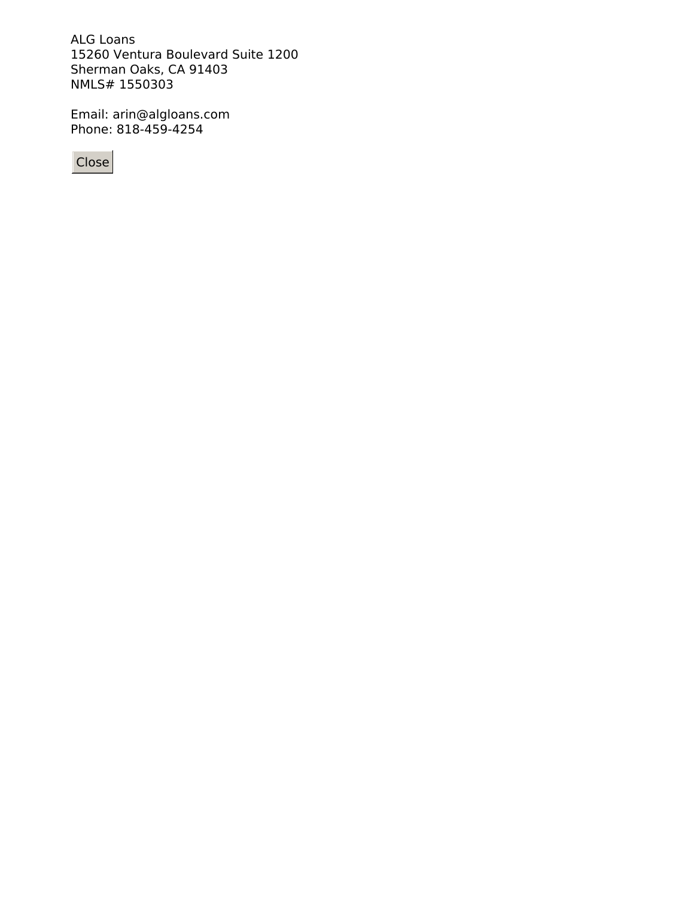ALG Loans
15260 Ventura Boulevard Suite 1200
Sherman Oaks, CA 91403
NMLS# 1550303

Email: arin@algloans.com
Phone: 818-459-4254

Close